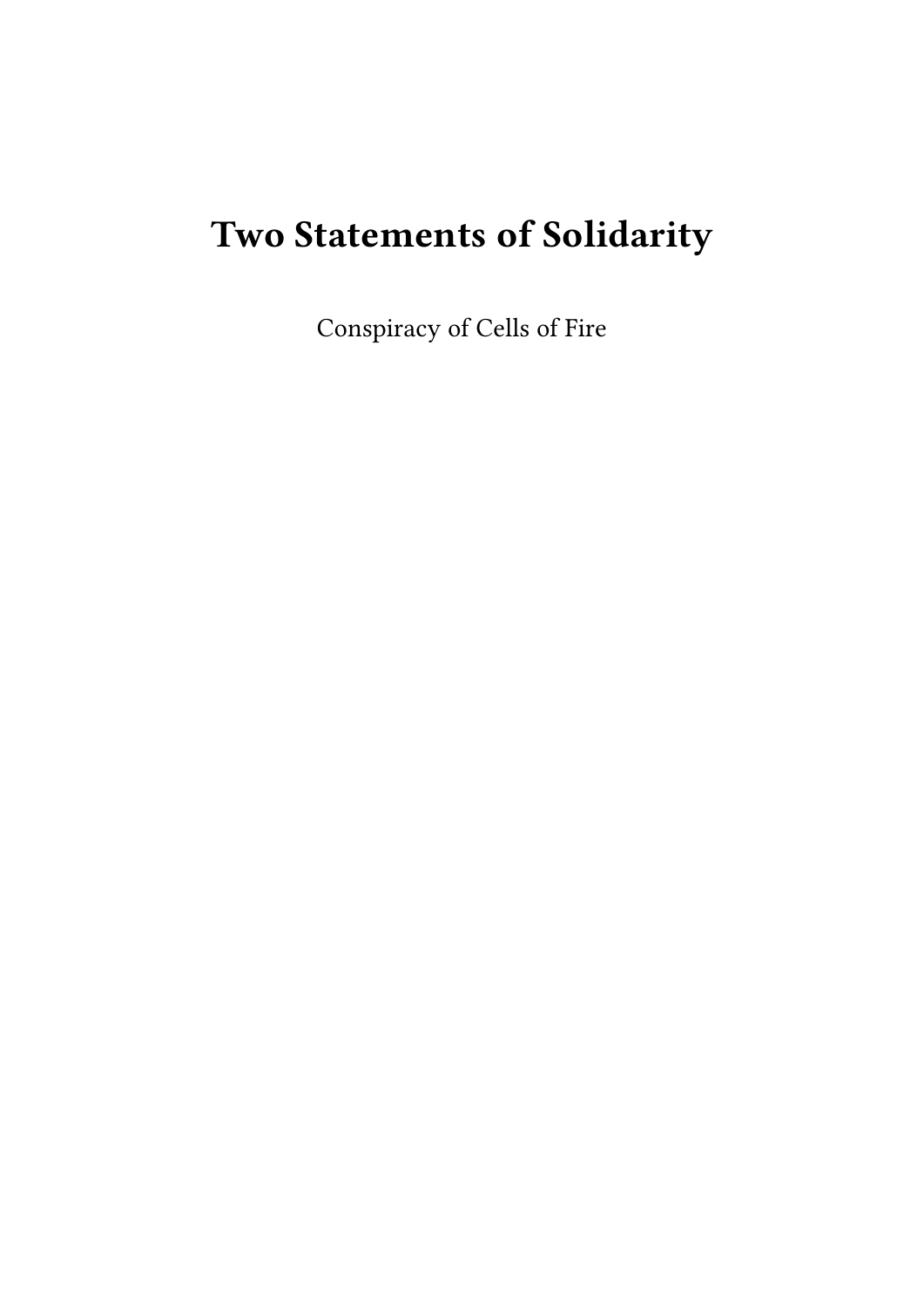# Two Statements of Solidarity

Conspiracy of Cells of Fire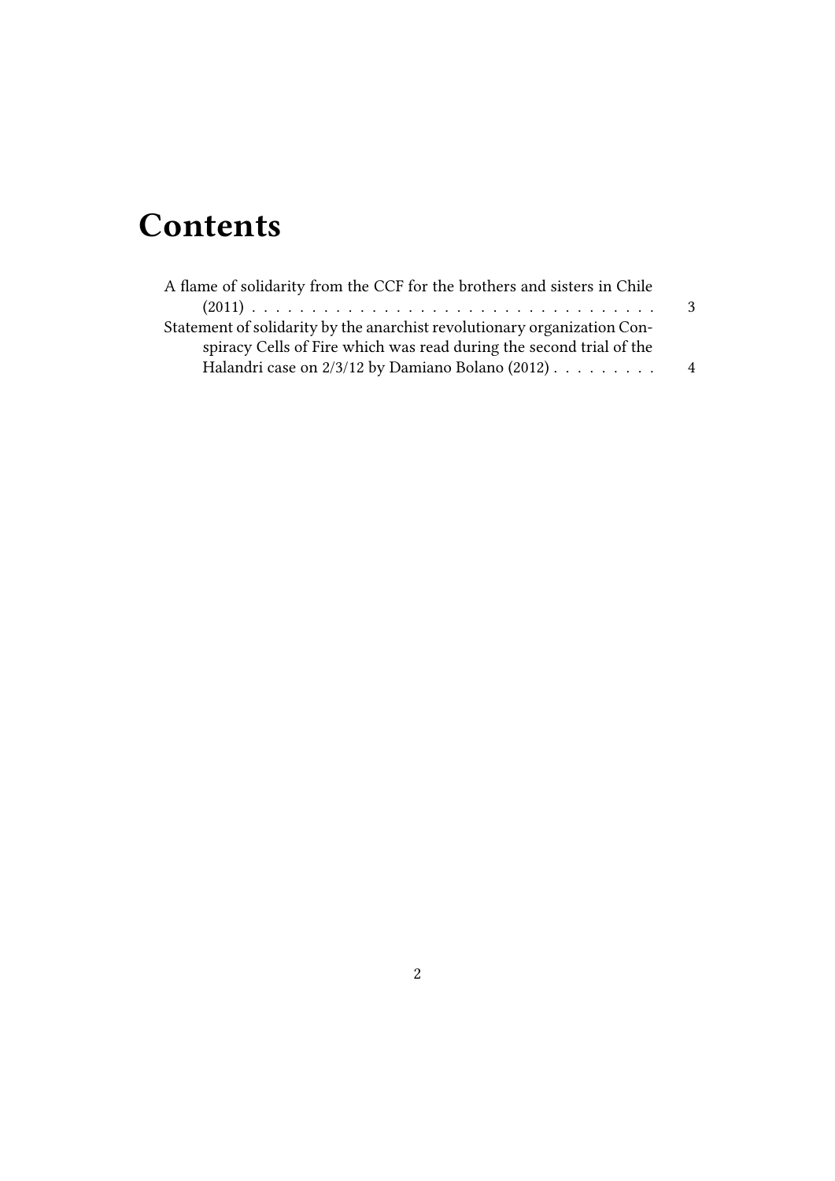# Contents

A flame of solidarity from the CCF for the brothers and sisters in Chile (2011) . . . . . . . . . . . . . . . . . . . . . . . . . . . . . . . . . . 3

Statement of solidarity by the anarchist revolutionary organization Conspiracy Cells of Fire which was read during the second trial of the Halandri case on 2/3/12 by Damiano Bolano (2012) . . . . . . . . . 4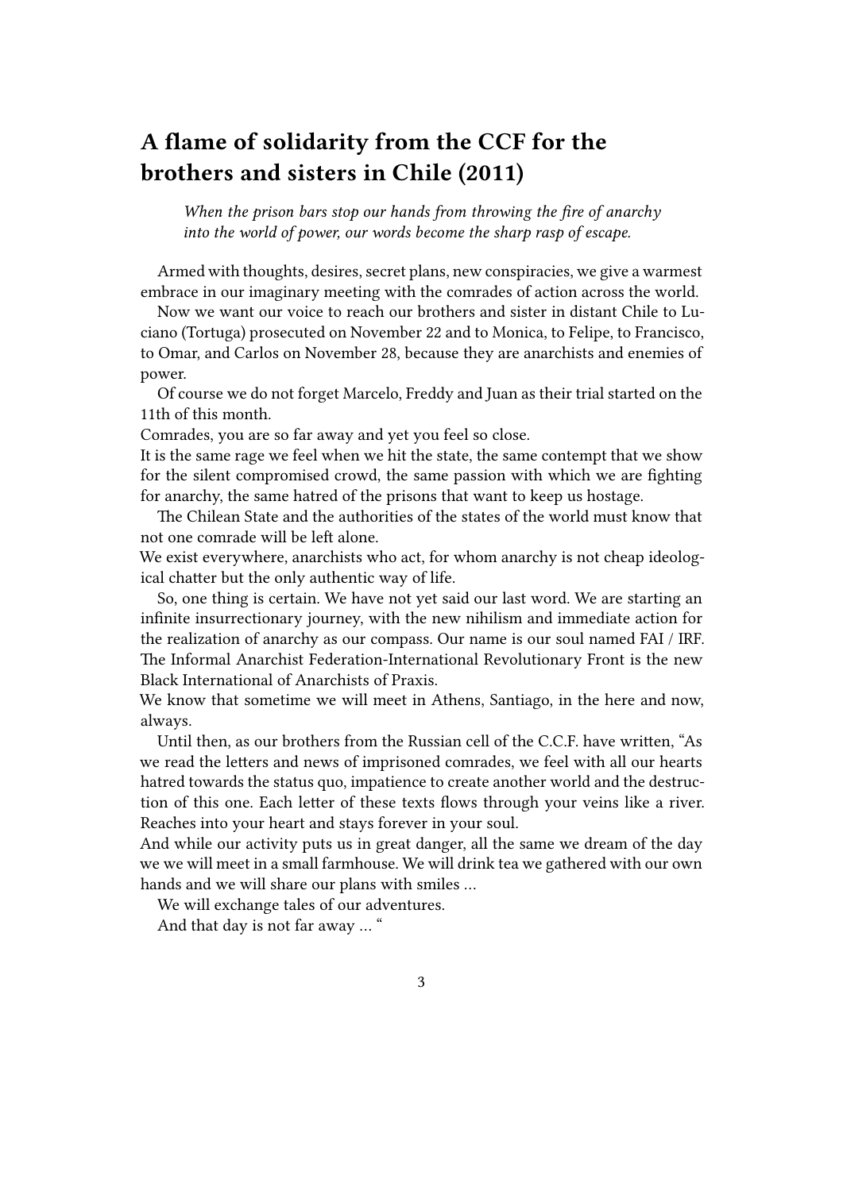## A flame of solidarity from the CCF for the brothers and sisters in Chile (2011)

> *When the prison bars stop our hands from throwing the fire of anarchy into the world of power, our words become the sharp rasp of escape.*

Armed with thoughts, desires, secret plans, new conspiracies, we give a warmest embrace in our imaginary meeting with the comrades of action across the world.

Now we want our voice to reach our brothers and sister in distant Chile to Luciano (Tortuga) prosecuted on November 22 and to Monica, to Felipe, to Francisco, to Omar, and Carlos on November 28, because they are anarchists and enemies of power.

Of course we do not forget Marcelo, Freddy and Juan as their trial started on the 11th of this month.
Comrades, you are so far away and yet you feel so close.
It is the same rage we feel when we hit the state, the same contempt that we show for the silent compromised crowd, the same passion with which we are fighting for anarchy, the same hatred of the prisons that want to keep us hostage.

The Chilean State and the authorities of the states of the world must know that not one comrade will be left alone.
We exist everywhere, anarchists who act, for whom anarchy is not cheap ideological chatter but the only authentic way of life.

So, one thing is certain. We have not yet said our last word. We are starting an infinite insurrectionary journey, with the new nihilism and immediate action for the realization of anarchy as our compass. Our name is our soul named FAI / IRF. The Informal Anarchist Federation-International Revolutionary Front is the new Black International of Anarchists of Praxis.
We know that sometime we will meet in Athens, Santiago, in the here and now, always.

Until then, as our brothers from the Russian cell of the C.C.F. have written, "As we read the letters and news of imprisoned comrades, we feel with all our hearts hatred towards the status quo, impatience to create another world and the destruction of this one. Each letter of these texts flows through your veins like a river. Reaches into your heart and stays forever in your soul.
And while our activity puts us in great danger, all the same we dream of the day we we will meet in a small farmhouse. We will drink tea we gathered with our own hands and we will share our plans with smiles …

We will exchange tales of our adventures.

And that day is not far away … "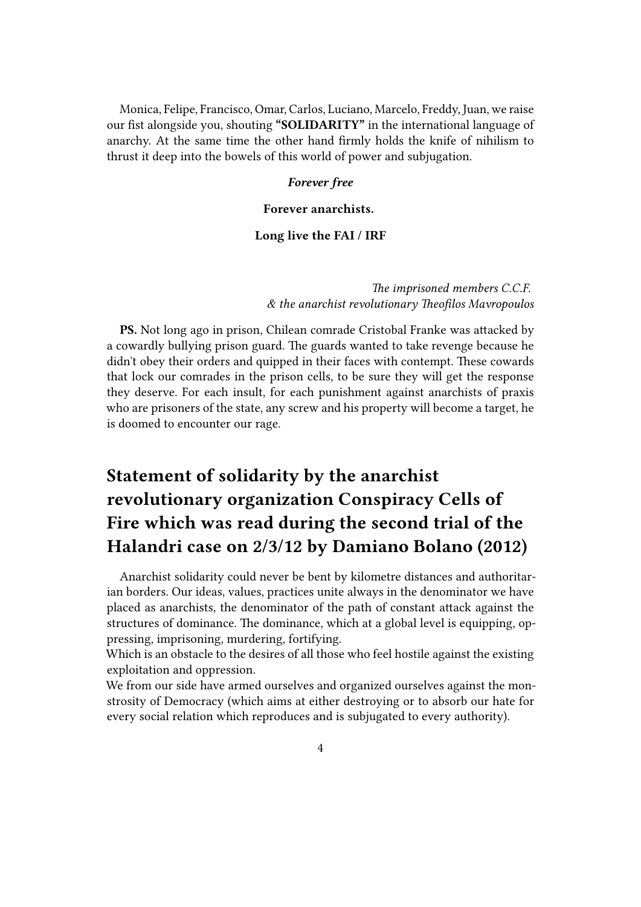Monica, Felipe, Francisco, Omar, Carlos, Luciano, Marcelo, Freddy, Juan, we raise our fist alongside you, shouting **"SOLIDARITY"** in the international language of anarchy. At the same time the other hand firmly holds the knife of nihilism to thrust it deep into the bowels of this world of power and subjugation.

***Forever free***

**Forever anarchists.**

**Long live the FAI / IRF**

*The imprisoned members C.C.F.*
*& the anarchist revolutionary Theofilos Mavropoulos*

**PS.** Not long ago in prison, Chilean comrade Cristobal Franke was attacked by a cowardly bullying prison guard. The guards wanted to take revenge because he didn't obey their orders and quipped in their faces with contempt. These cowards that lock our comrades in the prison cells, to be sure they will get the response they deserve. For each insult, for each punishment against anarchists of praxis who are prisoners of the state, any screw and his property will become a target, he is doomed to encounter our rage.

## Statement of solidarity by the anarchist revolutionary organization Conspiracy Cells of Fire which was read during the second trial of the Halandri case on 2/3/12 by Damiano Bolano (2012)

Anarchist solidarity could never be bent by kilometre distances and authoritarian borders. Our ideas, values, practices unite always in the denominator we have placed as anarchists, the denominator of the path of constant attack against the structures of dominance. The dominance, which at a global level is equipping, oppressing, imprisoning, murdering, fortifying.
Which is an obstacle to the desires of all those who feel hostile against the existing exploitation and oppression.
We from our side have armed ourselves and organized ourselves against the monstrosity of Democracy (which aims at either destroying or to absorb our hate for every social relation which reproduces and is subjugated to every authority).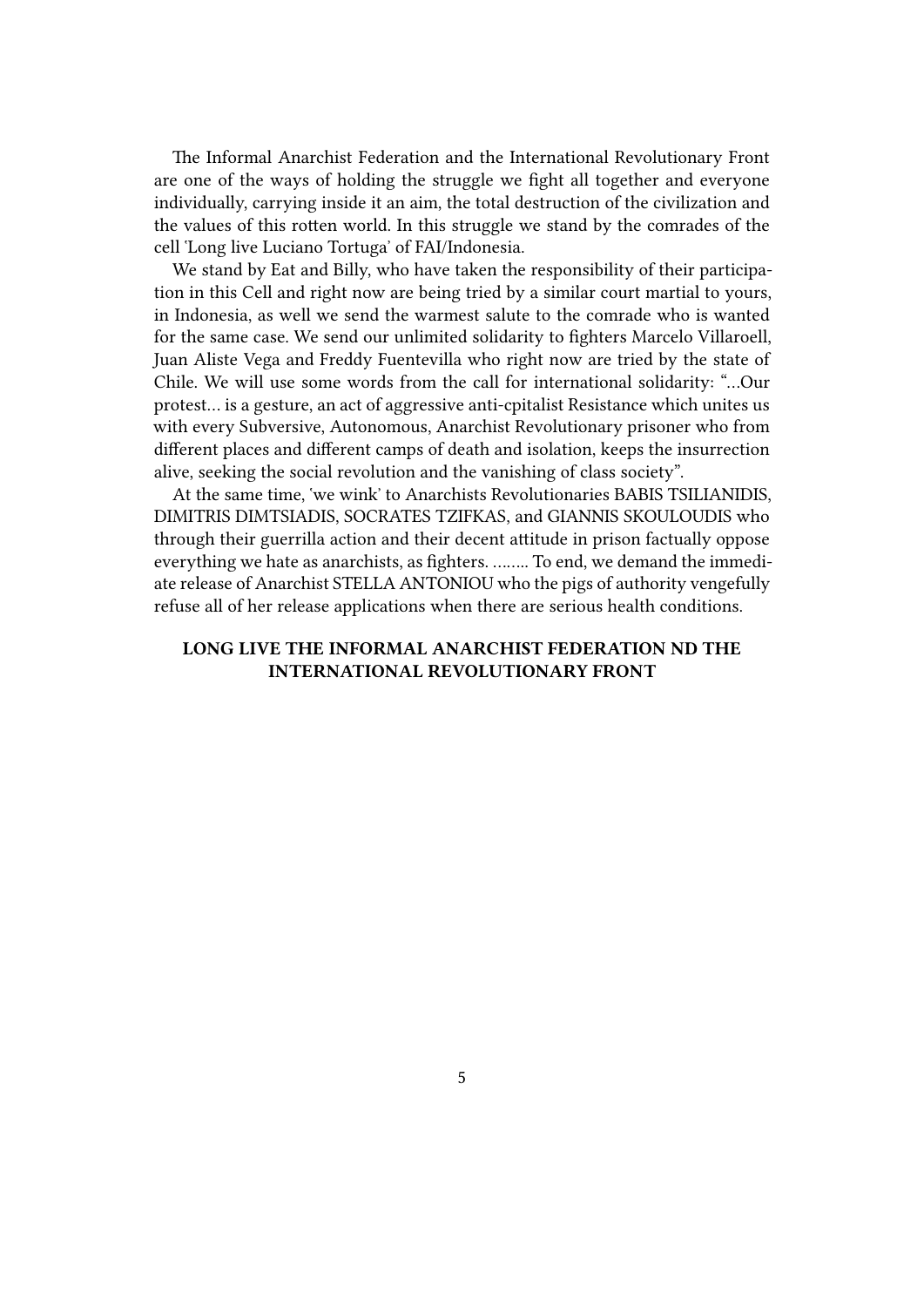The Informal Anarchist Federation and the International Revolutionary Front are one of the ways of holding the struggle we fight all together and everyone individually, carrying inside it an aim, the total destruction of the civilization and the values of this rotten world. In this struggle we stand by the comrades of the cell 'Long live Luciano Tortuga' of FAI/Indonesia.

We stand by Eat and Billy, who have taken the responsibility of their participation in this Cell and right now are being tried by a similar court martial to yours, in Indonesia, as well we send the warmest salute to the comrade who is wanted for the same case. We send our unlimited solidarity to fighters Marcelo Villaroell, Juan Aliste Vega and Freddy Fuentevilla who right now are tried by the state of Chile. We will use some words from the call for international solidarity: "…Our protest… is a gesture, an act of aggressive anti-cpitalist Resistance which unites us with every Subversive, Autonomous, Anarchist Revolutionary prisoner who from different places and different camps of death and isolation, keeps the insurrection alive, seeking the social revolution and the vanishing of class society".

At the same time, 'we wink' to Anarchists Revolutionaries BABIS TSILIANIDIS, DIMITRIS DIMTSIADIS, SOCRATES TZIFKAS, and GIANNIS SKOULOUDIS who through their guerrilla action and their decent attitude in prison factually oppose everything we hate as anarchists, as fighters. …….. To end, we demand the immediate release of Anarchist STELLA ANTONIOU who the pigs of authority vengefully refuse all of her release applications when there are serious health conditions.

**LONG LIVE THE INFORMAL ANARCHIST FEDERATION ND THE INTERNATIONAL REVOLUTIONARY FRONT**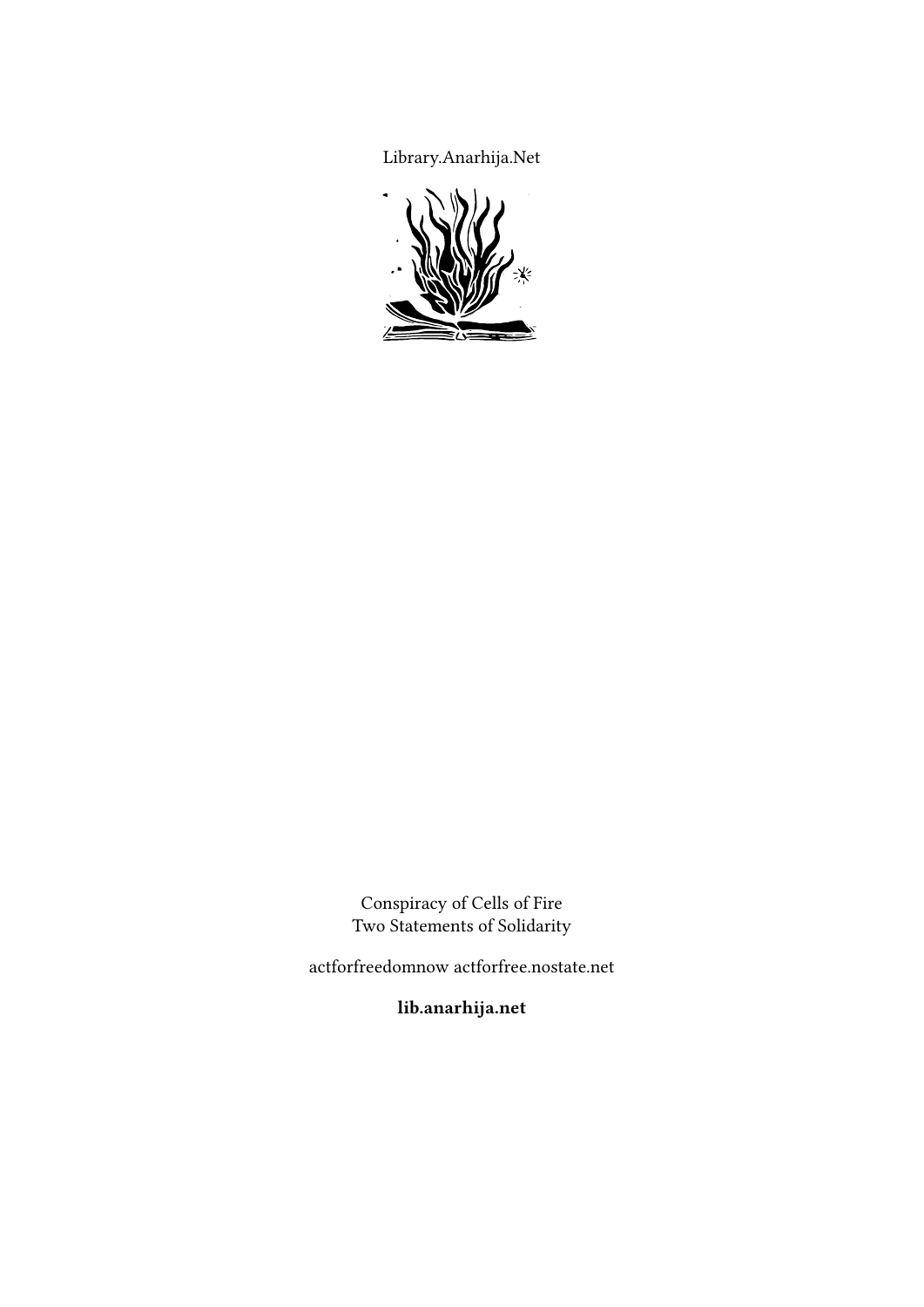Library.Anarhija.Net

Conspiracy of Cells of Fire
Two Statements of Solidarity

actforfreedomnow actforfree.nostate.net

**lib.anarhija.net**